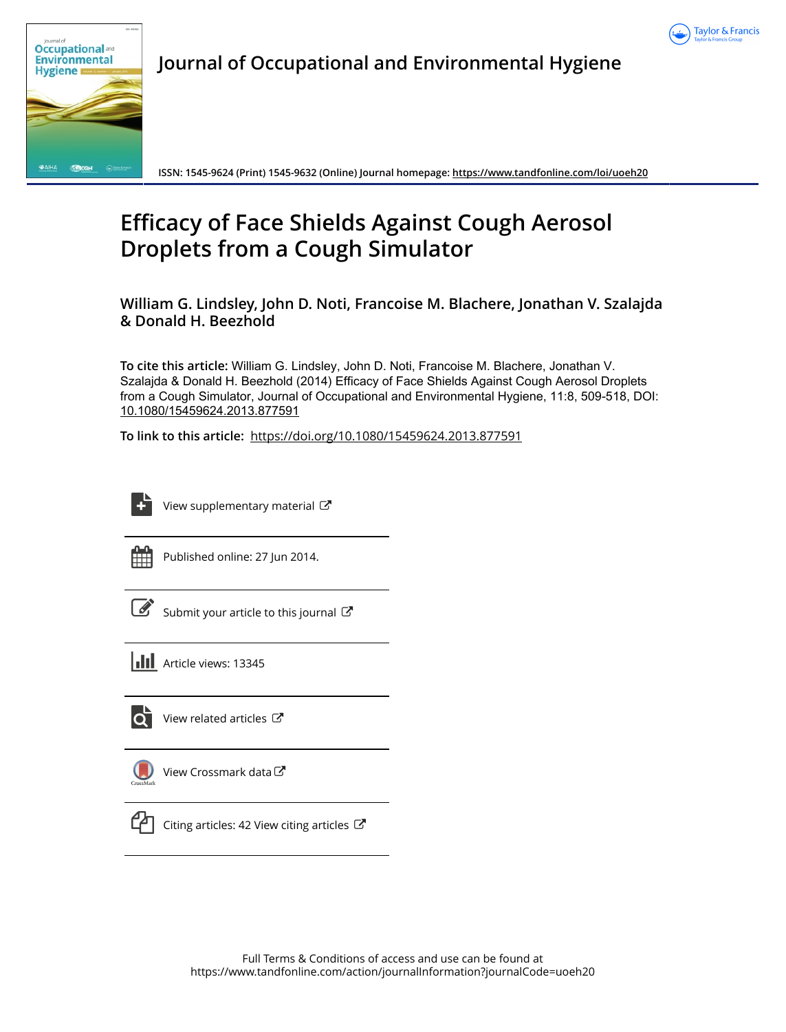Journal of Occupational and Environmental Hygiene

ISSN: 1545-9624 (Print) 1545-9632 (Online) Journal homepage: https://www.tandfonline.com/loi/uoeh20

# Efficacy of Face Shields Against Cough Aerosol Droplets from a Cough Simulator

**William G. Lindsley, John D. Noti, Francoise M. Blachere, Jonathan V. Szalajda & Donald H. Beezhold**

**To cite this article:** William G. Lindsley, John D. Noti, Francoise M. Blachere, Jonathan V. Szalajda & Donald H. Beezhold (2014) Efficacy of Face Shields Against Cough Aerosol Droplets from a Cough Simulator, Journal of Occupational and Environmental Hygiene, 11:8, 509-518, DOI: 10.1080/15459624.2013.877591

**To link to this article:** https://doi.org/10.1080/15459624.2013.877591

View supplementary material

Published online: 27 Jun 2014.

Submit your article to this journal

Article views: 13345

View related articles

View Crossmark data

Citing articles: 42 View citing articles

Full Terms & Conditions of access and use can be found at
https://www.tandfonline.com/action/journalInformation?journalCode=uoeh20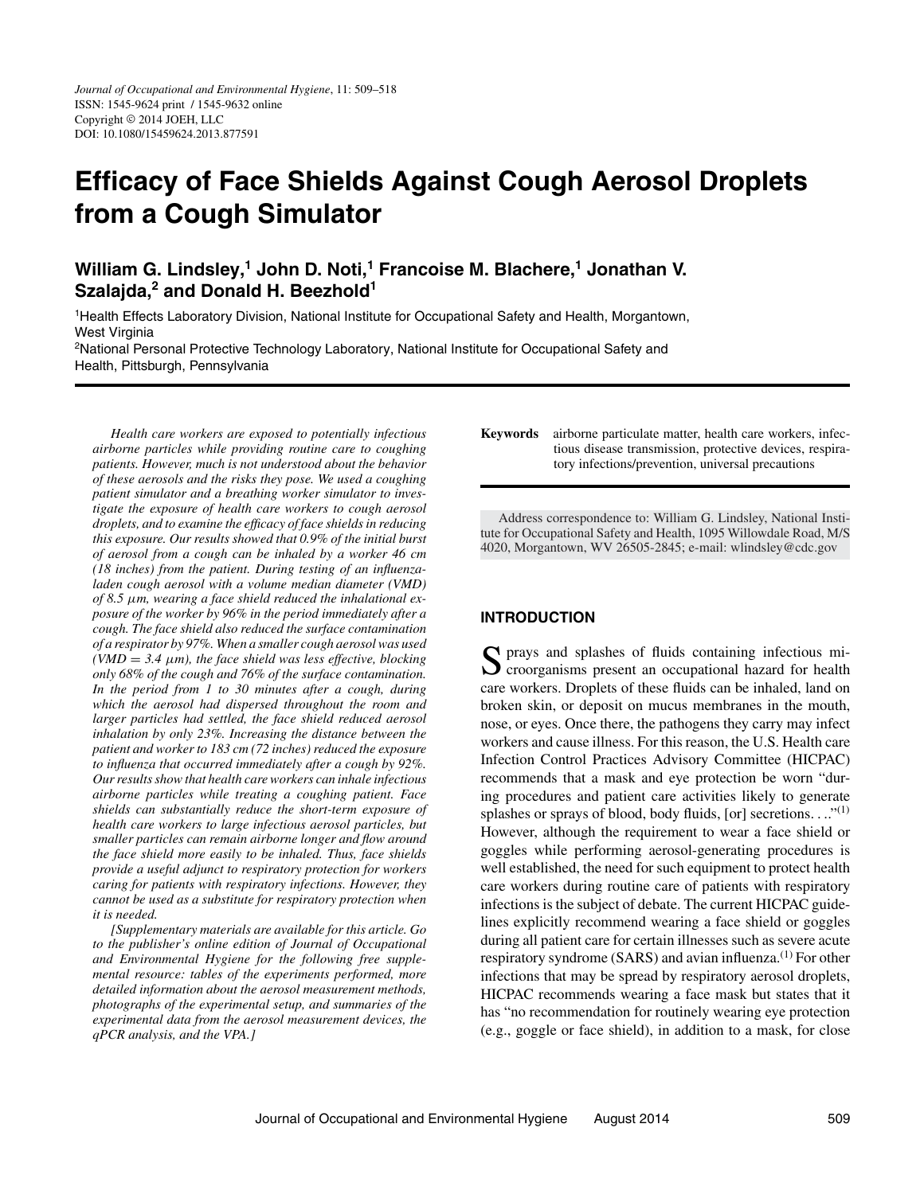Journal of Occupational and Environmental Hygiene, 11: 509–518
ISSN: 1545-9624 print / 1545-9632 online
Copyright © 2014 JOEH, LLC
DOI: 10.1080/15459624.2013.877591

# Efficacy of Face Shields Against Cough Aerosol Droplets from a Cough Simulator

**William G. Lindsley,[1] John D. Noti,[1] Francoise M. Blachere,[1] Jonathan V. Szalajda,[2] and Donald H. Beezhold[1]**

[1]Health Effects Laboratory Division, National Institute for Occupational Safety and Health, Morgantown, West Virginia

[2]National Personal Protective Technology Laboratory, National Institute for Occupational Safety and Health, Pittsburgh, Pennsylvania

*Health care workers are exposed to potentially infectious airborne particles while providing routine care to coughing patients. However, much is not understood about the behavior of these aerosols and the risks they pose. We used a coughing patient simulator and a breathing worker simulator to investigate the exposure of health care workers to cough aerosol droplets, and to examine the efficacy of face shields in reducing this exposure. Our results showed that 0.9% of the initial burst of aerosol from a cough can be inhaled by a worker 46 cm (18 inches) from the patient. During testing of an influenza-laden cough aerosol with a volume median diameter (VMD) of 8.5 μm, wearing a face shield reduced the inhalational exposure of the worker by 96% in the period immediately after a cough. The face shield also reduced the surface contamination of a respirator by 97%. When a smaller cough aerosol was used (VMD = 3.4 μm), the face shield was less effective, blocking only 68% of the cough and 76% of the surface contamination. In the period from 1 to 30 minutes after a cough, during which the aerosol had dispersed throughout the room and larger particles had settled, the face shield reduced aerosol inhalation by only 23%. Increasing the distance between the patient and worker to 183 cm (72 inches) reduced the exposure to influenza that occurred immediately after a cough by 92%. Our results show that health care workers can inhale infectious airborne particles while treating a coughing patient. Face shields can substantially reduce the short-term exposure of health care workers to large infectious aerosol particles, but smaller particles can remain airborne longer and flow around the face shield more easily to be inhaled. Thus, face shields provide a useful adjunct to respiratory protection for workers caring for patients with respiratory infections. However, they cannot be used as a substitute for respiratory protection when it is needed.*

*[Supplementary materials are available for this article. Go to the publisher's online edition of Journal of Occupational and Environmental Hygiene for the following free supplemental resource: tables of the experiments performed, more detailed information about the aerosol measurement methods, photographs of the experimental setup, and summaries of the experimental data from the aerosol measurement devices, the qPCR analysis, and the VPA.]*

**Keywords** airborne particulate matter, health care workers, infectious disease transmission, protective devices, respiratory infections/prevention, universal precautions

Address correspondence to: William G. Lindsley, National Institute for Occupational Safety and Health, 1095 Willowdale Road, M/S 4020, Morgantown, WV 26505-2845; e-mail: wlindsley@cdc.gov

## INTRODUCTION

Sprays and splashes of fluids containing infectious microorganisms present an occupational hazard for health care workers. Droplets of these fluids can be inhaled, land on broken skin, or deposit on mucus membranes in the mouth, nose, or eyes. Once there, the pathogens they carry may infect workers and cause illness. For this reason, the U.S. Health care Infection Control Practices Advisory Committee (HICPAC) recommends that a mask and eye protection be worn "during procedures and patient care activities likely to generate splashes or sprays of blood, body fluids, [or] secretions. . .."[1] However, although the requirement to wear a face shield or goggles while performing aerosol-generating procedures is well established, the need for such equipment to protect health care workers during routine care of patients with respiratory infections is the subject of debate. The current HICPAC guidelines explicitly recommend wearing a face shield or goggles during all patient care for certain illnesses such as severe acute respiratory syndrome (SARS) and avian influenza.[1] For other infections that may be spread by respiratory aerosol droplets, HICPAC recommends wearing a face mask but states that it has "no recommendation for routinely wearing eye protection (e.g., goggle or face shield), in addition to a mask, for close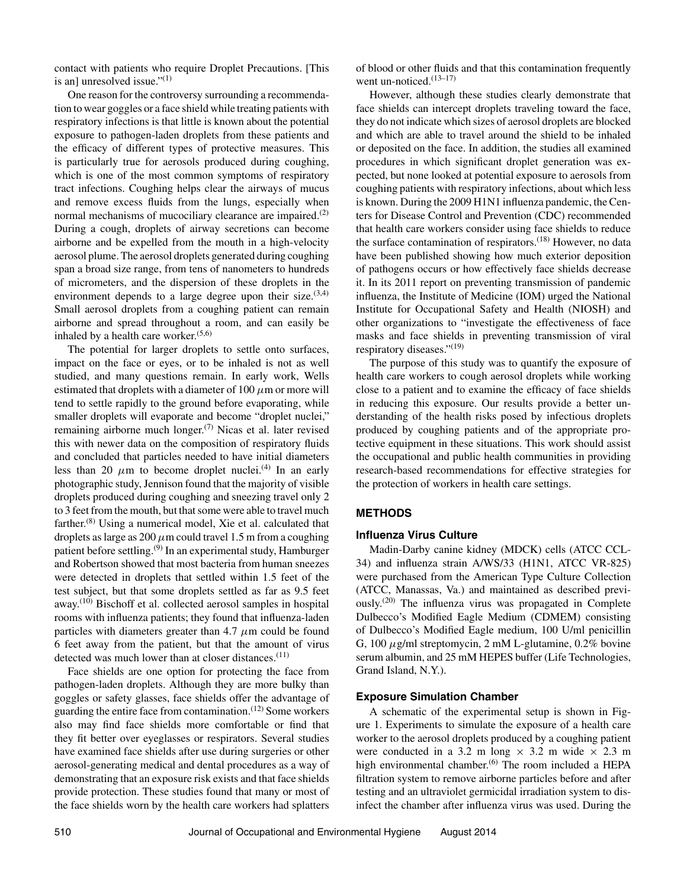contact with patients who require Droplet Precautions. [This is an] unresolved issue."[1]

One reason for the controversy surrounding a recommendation to wear goggles or a face shield while treating patients with respiratory infections is that little is known about the potential exposure to pathogen-laden droplets from these patients and the efficacy of different types of protective measures. This is particularly true for aerosols produced during coughing, which is one of the most common symptoms of respiratory tract infections. Coughing helps clear the airways of mucus and remove excess fluids from the lungs, especially when normal mechanisms of mucociliary clearance are impaired.[2] During a cough, droplets of airway secretions can become airborne and be expelled from the mouth in a high-velocity aerosol plume. The aerosol droplets generated during coughing span a broad size range, from tens of nanometers to hundreds of micrometers, and the dispersion of these droplets in the environment depends to a large degree upon their size.[3,4] Small aerosol droplets from a coughing patient can remain airborne and spread throughout a room, and can easily be inhaled by a health care worker.[5,6]

The potential for larger droplets to settle onto surfaces, impact on the face or eyes, or to be inhaled is not as well studied, and many questions remain. In early work, Wells estimated that droplets with a diameter of 100 $\mu$m or more will tend to settle rapidly to the ground before evaporating, while smaller droplets will evaporate and become "droplet nuclei," remaining airborne much longer.[7] Nicas et al. later revised this with newer data on the composition of respiratory fluids and concluded that particles needed to have initial diameters less than 20 $\mu$m to become droplet nuclei.[4] In an early photographic study, Jennison found that the majority of visible droplets produced during coughing and sneezing travel only 2 to 3 feet from the mouth, but that some were able to travel much farther.[8] Using a numerical model, Xie et al. calculated that droplets as large as 200 $\mu$m could travel 1.5 m from a coughing patient before settling.[9] In an experimental study, Hamburger and Robertson showed that most bacteria from human sneezes were detected in droplets that settled within 1.5 feet of the test subject, but that some droplets settled as far as 9.5 feet away.[10] Bischoff et al. collected aerosol samples in hospital rooms with influenza patients; they found that influenza-laden particles with diameters greater than 4.7 $\mu$m could be found 6 feet away from the patient, but that the amount of virus detected was much lower than at closer distances.[11]

Face shields are one option for protecting the face from pathogen-laden droplets. Although they are more bulky than goggles or safety glasses, face shields offer the advantage of guarding the entire face from contamination.[12] Some workers also may find face shields more comfortable or find that they fit better over eyeglasses or respirators. Several studies have examined face shields after use during surgeries or other aerosol-generating medical and dental procedures as a way of demonstrating that an exposure risk exists and that face shields provide protection. These studies found that many or most of the face shields worn by the health care workers had splatters of blood or other fluids and that this contamination frequently went un-noticed.[13–17]

However, although these studies clearly demonstrate that face shields can intercept droplets traveling toward the face, they do not indicate which sizes of aerosol droplets are blocked and which are able to travel around the shield to be inhaled or deposited on the face. In addition, the studies all examined procedures in which significant droplet generation was expected, but none looked at potential exposure to aerosols from coughing patients with respiratory infections, about which less is known. During the 2009 H1N1 influenza pandemic, the Centers for Disease Control and Prevention (CDC) recommended that health care workers consider using face shields to reduce the surface contamination of respirators.[18] However, no data have been published showing how much exterior deposition of pathogens occurs or how effectively face shields decrease it. In its 2011 report on preventing transmission of pandemic influenza, the Institute of Medicine (IOM) urged the National Institute for Occupational Safety and Health (NIOSH) and other organizations to "investigate the effectiveness of face masks and face shields in preventing transmission of viral respiratory diseases."[19]

The purpose of this study was to quantify the exposure of health care workers to cough aerosol droplets while working close to a patient and to examine the efficacy of face shields in reducing this exposure. Our results provide a better understanding of the health risks posed by infectious droplets produced by coughing patients and of the appropriate protective equipment in these situations. This work should assist the occupational and public health communities in providing research-based recommendations for effective strategies for the protection of workers in health care settings.

## METHODS

### Influenza Virus Culture

Madin-Darby canine kidney (MDCK) cells (ATCC CCL-34) and influenza strain A/WS/33 (H1N1, ATCC VR-825) were purchased from the American Type Culture Collection (ATCC, Manassas, Va.) and maintained as described previously.[20] The influenza virus was propagated in Complete Dulbecco's Modified Eagle Medium (CDMEM) consisting of Dulbecco's Modified Eagle medium, 100 U/ml penicillin G, 100 $\mu$g/ml streptomycin, 2 mM L-glutamine, 0.2% bovine serum albumin, and 25 mM HEPES buffer (Life Technologies, Grand Island, N.Y.).

### Exposure Simulation Chamber

A schematic of the experimental setup is shown in Figure 1. Experiments to simulate the exposure of a health care worker to the aerosol droplets produced by a coughing patient were conducted in a 3.2 m long × 3.2 m wide × 2.3 m high environmental chamber.[6] The room included a HEPA filtration system to remove airborne particles before and after testing and an ultraviolet germicidal irradiation system to disinfect the chamber after influenza virus was used. During the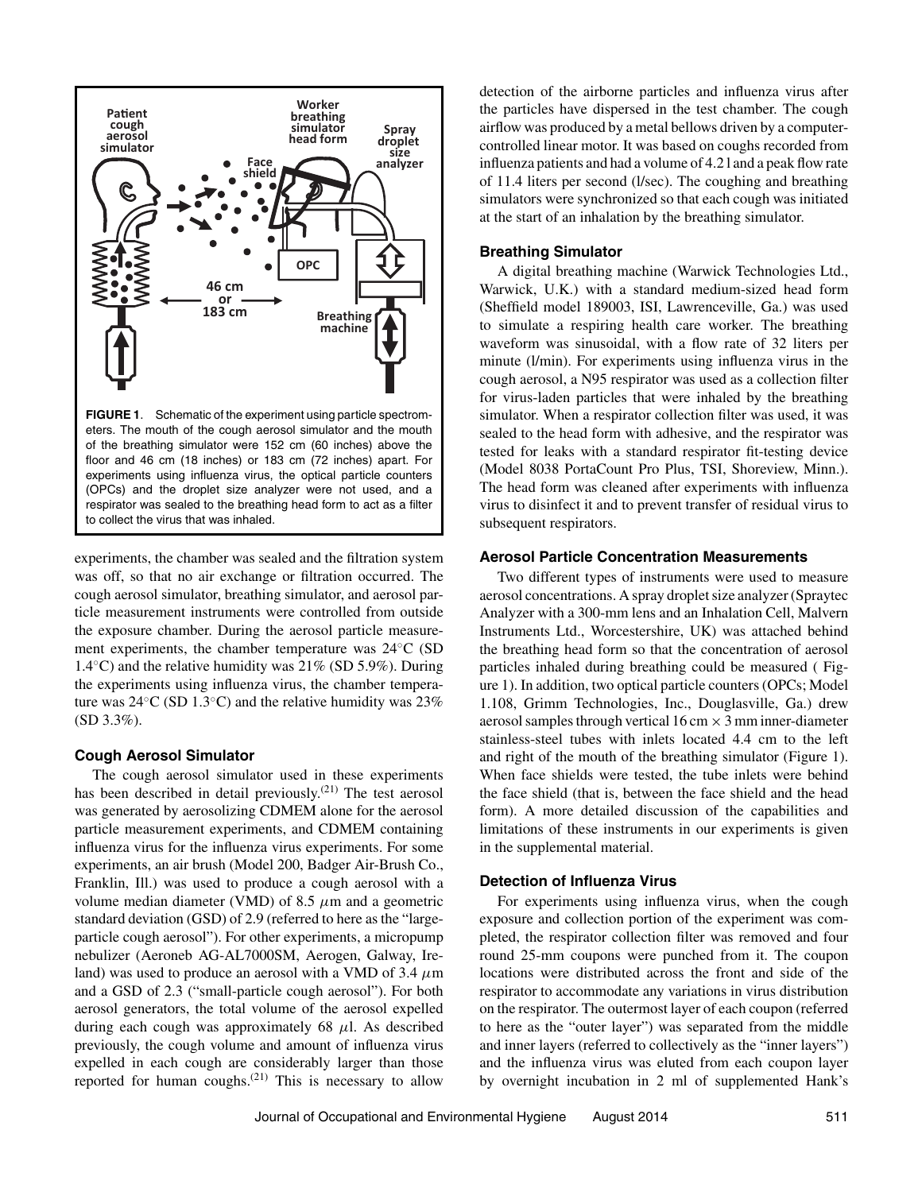**FIGURE 1**. Schematic of the experiment using particle spectrometers. The mouth of the cough aerosol simulator and the mouth of the breathing simulator were 152 cm (60 inches) above the floor and 46 cm (18 inches) or 183 cm (72 inches) apart. For experiments using influenza virus, the optical particle counters (OPCs) and the droplet size analyzer were not used, and a respirator was sealed to the breathing head form to act as a filter to collect the virus that was inhaled.

experiments, the chamber was sealed and the filtration system was off, so that no air exchange or filtration occurred. The cough aerosol simulator, breathing simulator, and aerosol particle measurement instruments were controlled from outside the exposure chamber. During the aerosol particle measurement experiments, the chamber temperature was 24°C (SD 1.4°C) and the relative humidity was 21% (SD 5.9%). During the experiments using influenza virus, the chamber temperature was 24°C (SD 1.3°C) and the relative humidity was 23% (SD 3.3%).

### Cough Aerosol Simulator

The cough aerosol simulator used in these experiments has been described in detail previously.[21] The test aerosol was generated by aerosolizing CDMEM alone for the aerosol particle measurement experiments, and CDMEM containing influenza virus for the influenza virus experiments. For some experiments, an air brush (Model 200, Badger Air-Brush Co., Franklin, Ill.) was used to produce a cough aerosol with a volume median diameter (VMD) of 8.5 $\mu$m and a geometric standard deviation (GSD) of 2.9 (referred to here as the "large-particle cough aerosol"). For other experiments, a micropump nebulizer (Aeroneb AG-AL7000SM, Aerogen, Galway, Ireland) was used to produce an aerosol with a VMD of 3.4 $\mu$m and a GSD of 2.3 ("small-particle cough aerosol"). For both aerosol generators, the total volume of the aerosol expelled during each cough was approximately 68 $\mu$l. As described previously, the cough volume and amount of influenza virus expelled in each cough are considerably larger than those reported for human coughs.[21] This is necessary to allow detection of the airborne particles and influenza virus after the particles have dispersed in the test chamber. The cough airflow was produced by a metal bellows driven by a computer-controlled linear motor. It was based on coughs recorded from influenza patients and had a volume of 4.2 l and a peak flow rate of 11.4 liters per second (l/sec). The coughing and breathing simulators were synchronized so that each cough was initiated at the start of an inhalation by the breathing simulator.

### Breathing Simulator

A digital breathing machine (Warwick Technologies Ltd., Warwick, U.K.) with a standard medium-sized head form (Sheffield model 189003, ISI, Lawrenceville, Ga.) was used to simulate a respiring health care worker. The breathing waveform was sinusoidal, with a flow rate of 32 liters per minute (l/min). For experiments using influenza virus in the cough aerosol, a N95 respirator was used as a collection filter for virus-laden particles that were inhaled by the breathing simulator. When a respirator collection filter was used, it was sealed to the head form with adhesive, and the respirator was tested for leaks with a standard respirator fit-testing device (Model 8038 PortaCount Pro Plus, TSI, Shoreview, Minn.). The head form was cleaned after experiments with influenza virus to disinfect it and to prevent transfer of residual virus to subsequent respirators.

### Aerosol Particle Concentration Measurements

Two different types of instruments were used to measure aerosol concentrations. A spray droplet size analyzer (Spraytec Analyzer with a 300-mm lens and an Inhalation Cell, Malvern Instruments Ltd., Worcestershire, UK) was attached behind the breathing head form so that the concentration of aerosol particles inhaled during breathing could be measured ( Figure 1). In addition, two optical particle counters (OPCs; Model 1.108, Grimm Technologies, Inc., Douglasville, Ga.) drew aerosol samples through vertical 16 cm × 3 mm inner-diameter stainless-steel tubes with inlets located 4.4 cm to the left and right of the mouth of the breathing simulator (Figure 1). When face shields were tested, the tube inlets were behind the face shield (that is, between the face shield and the head form). A more detailed discussion of the capabilities and limitations of these instruments in our experiments is given in the supplemental material.

### Detection of Influenza Virus

For experiments using influenza virus, when the cough exposure and collection portion of the experiment was completed, the respirator collection filter was removed and four round 25-mm coupons were punched from it. The coupon locations were distributed across the front and side of the respirator to accommodate any variations in virus distribution on the respirator. The outermost layer of each coupon (referred to here as the "outer layer") was separated from the middle and inner layers (referred to collectively as the "inner layers") and the influenza virus was eluted from each coupon layer by overnight incubation in 2 ml of supplemented Hank's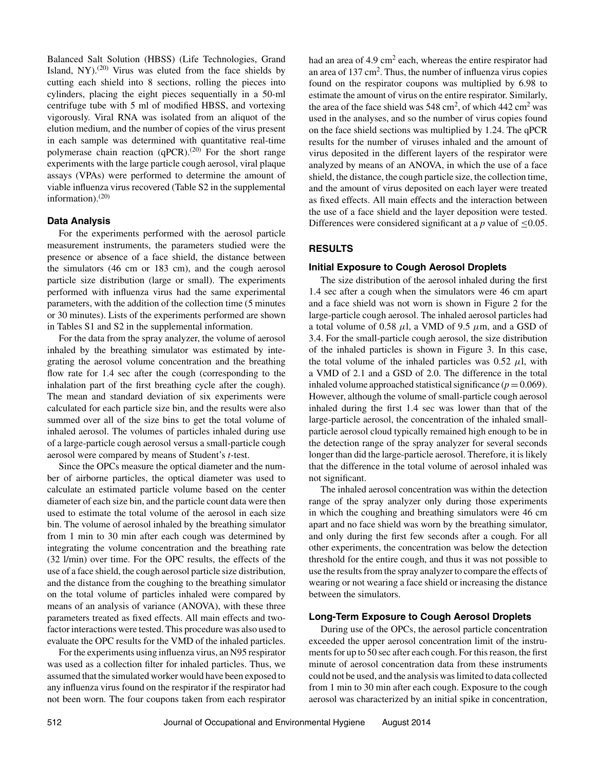Balanced Salt Solution (HBSS) (Life Technologies, Grand Island, NY).[20] Virus was eluted from the face shields by cutting each shield into 8 sections, rolling the pieces into cylinders, placing the eight pieces sequentially in a 50-ml centrifuge tube with 5 ml of modified HBSS, and vortexing vigorously. Viral RNA was isolated from an aliquot of the elution medium, and the number of copies of the virus present in each sample was determined with quantitative real-time polymerase chain reaction (qPCR).[20] For the short range experiments with the large particle cough aerosol, viral plaque assays (VPAs) were performed to determine the amount of viable influenza virus recovered (Table S2 in the supplemental information).[20]

### Data Analysis

For the experiments performed with the aerosol particle measurement instruments, the parameters studied were the presence or absence of a face shield, the distance between the simulators (46 cm or 183 cm), and the cough aerosol particle size distribution (large or small). The experiments performed with influenza virus had the same experimental parameters, with the addition of the collection time (5 minutes or 30 minutes). Lists of the experiments performed are shown in Tables S1 and S2 in the supplemental information.

For the data from the spray analyzer, the volume of aerosol inhaled by the breathing simulator was estimated by integrating the aerosol volume concentration and the breathing flow rate for 1.4 sec after the cough (corresponding to the inhalation part of the first breathing cycle after the cough). The mean and standard deviation of six experiments were calculated for each particle size bin, and the results were also summed over all of the size bins to get the total volume of inhaled aerosol. The volumes of particles inhaled during use of a large-particle cough aerosol versus a small-particle cough aerosol were compared by means of Student's *t*-test.

Since the OPCs measure the optical diameter and the number of airborne particles, the optical diameter was used to calculate an estimated particle volume based on the center diameter of each size bin, and the particle count data were then used to estimate the total volume of the aerosol in each size bin. The volume of aerosol inhaled by the breathing simulator from 1 min to 30 min after each cough was determined by integrating the volume concentration and the breathing rate (32 l/min) over time. For the OPC results, the effects of the use of a face shield, the cough aerosol particle size distribution, and the distance from the coughing to the breathing simulator on the total volume of particles inhaled were compared by means of an analysis of variance (ANOVA), with these three parameters treated as fixed effects. All main effects and two-factor interactions were tested. This procedure was also used to evaluate the OPC results for the VMD of the inhaled particles.

For the experiments using influenza virus, an N95 respirator was used as a collection filter for inhaled particles. Thus, we assumed that the simulated worker would have been exposed to any influenza virus found on the respirator if the respirator had not been worn. The four coupons taken from each respirator had an area of 4.9 $cm^2$ each, whereas the entire respirator had an area of 137 $cm^2$. Thus, the number of influenza virus copies found on the respirator coupons was multiplied by 6.98 to estimate the amount of virus on the entire respirator. Similarly, the area of the face shield was 548 $cm^2$, of which 442 $cm^2$ was used in the analyses, and so the number of virus copies found on the face shield sections was multiplied by 1.24. The qPCR results for the number of viruses inhaled and the amount of virus deposited in the different layers of the respirator were analyzed by means of an ANOVA, in which the use of a face shield, the distance, the cough particle size, the collection time, and the amount of virus deposited on each layer were treated as fixed effects. All main effects and the interaction between the use of a face shield and the layer deposition were tested. Differences were considered significant at a *p* value of $\leq 0.05$.

## RESULTS

### Initial Exposure to Cough Aerosol Droplets

The size distribution of the aerosol inhaled during the first 1.4 sec after a cough when the simulators were 46 cm apart and a face shield was not worn is shown in Figure 2 for the large-particle cough aerosol. The inhaled aerosol particles had a total volume of 0.58 $\mu$l, a VMD of 9.5 $\mu$m, and a GSD of 3.4. For the small-particle cough aerosol, the size distribution of the inhaled particles is shown in Figure 3. In this case, the total volume of the inhaled particles was 0.52 $\mu$l, with a VMD of 2.1 and a GSD of 2.0. The difference in the total inhaled volume approached statistical significance ($p = 0.069$). However, although the volume of small-particle cough aerosol inhaled during the first 1.4 sec was lower than that of the large-particle aerosol, the concentration of the inhaled small-particle aerosol cloud typically remained high enough to be in the detection range of the spray analyzer for several seconds longer than did the large-particle aerosol. Therefore, it is likely that the difference in the total volume of aerosol inhaled was not significant.

The inhaled aerosol concentration was within the detection range of the spray analyzer only during those experiments in which the coughing and breathing simulators were 46 cm apart and no face shield was worn by the breathing simulator, and only during the first few seconds after a cough. For all other experiments, the concentration was below the detection threshold for the entire cough, and thus it was not possible to use the results from the spray analyzer to compare the effects of wearing or not wearing a face shield or increasing the distance between the simulators.

### Long-Term Exposure to Cough Aerosol Droplets

During use of the OPCs, the aerosol particle concentration exceeded the upper aerosol concentration limit of the instruments for up to 50 sec after each cough. For this reason, the first minute of aerosol concentration data from these instruments could not be used, and the analysis was limited to data collected from 1 min to 30 min after each cough. Exposure to the cough aerosol was characterized by an initial spike in concentration,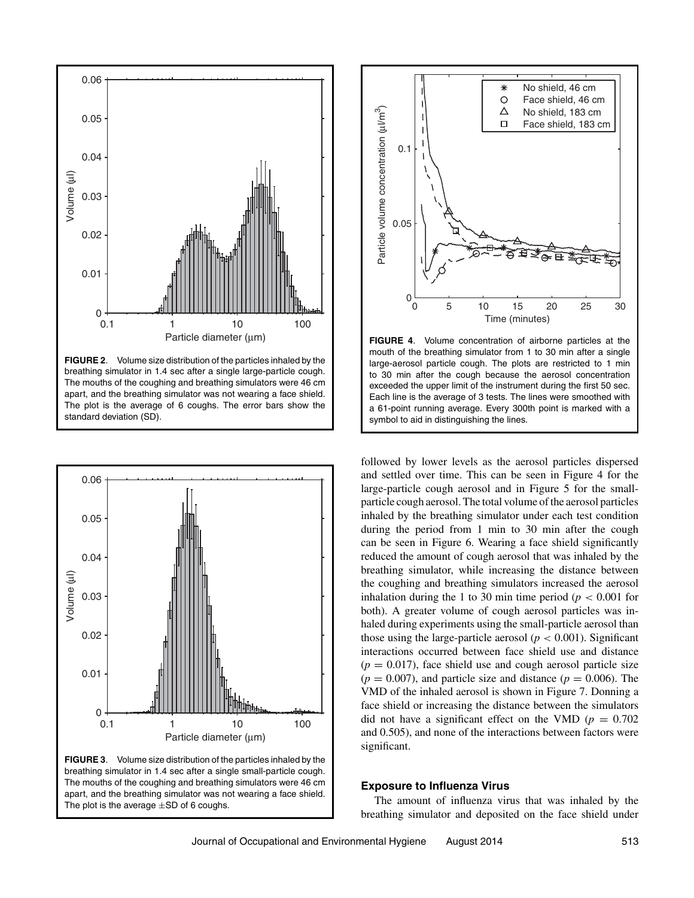FIGURE 2. Volume size distribution of the particles inhaled by the breathing simulator in 1.4 sec after a single large-particle cough. The mouths of the coughing and breathing simulators were 46 cm apart, and the breathing simulator was not wearing a face shield. The plot is the average of 6 coughs. The error bars show the standard deviation (SD).

FIGURE 3. Volume size distribution of the particles inhaled by the breathing simulator in 1.4 sec after a single small-particle cough. The mouths of the coughing and breathing simulators were 46 cm apart, and the breathing simulator was not wearing a face shield. The plot is the average ±SD of 6 coughs.

FIGURE 4. Volume concentration of airborne particles at the mouth of the breathing simulator from 1 to 30 min after a single large-aerosol particle cough. The plots are restricted to 1 min to 30 min after the cough because the aerosol concentration exceeded the upper limit of the instrument during the first 50 sec. Each line is the average of 3 tests. The lines were smoothed with a 61-point running average. Every 300th point is marked with a symbol to aid in distinguishing the lines.

followed by lower levels as the aerosol particles dispersed and settled over time. This can be seen in Figure 4 for the large-particle cough aerosol and in Figure 5 for the small-particle cough aerosol. The total volume of the aerosol particles inhaled by the breathing simulator under each test condition during the period from 1 min to 30 min after the cough can be seen in Figure 6. Wearing a face shield significantly reduced the amount of cough aerosol that was inhaled by the breathing simulator, while increasing the distance between the coughing and breathing simulators increased the aerosol inhalation during the 1 to 30 min time period ($p < 0.001$ for both). A greater volume of cough aerosol particles was inhaled during experiments using the small-particle aerosol than those using the large-particle aerosol ($p < 0.001$). Significant interactions occurred between face shield use and distance ($p = 0.017$), face shield use and cough aerosol particle size ($p = 0.007$), and particle size and distance ($p = 0.006$). The VMD of the inhaled aerosol is shown in Figure 7. Donning a face shield or increasing the distance between the simulators did not have a significant effect on the VMD ($p = 0.702$ and 0.505), and none of the interactions between factors were significant.

### Exposure to Influenza Virus

The amount of influenza virus that was inhaled by the breathing simulator and deposited on the face shield under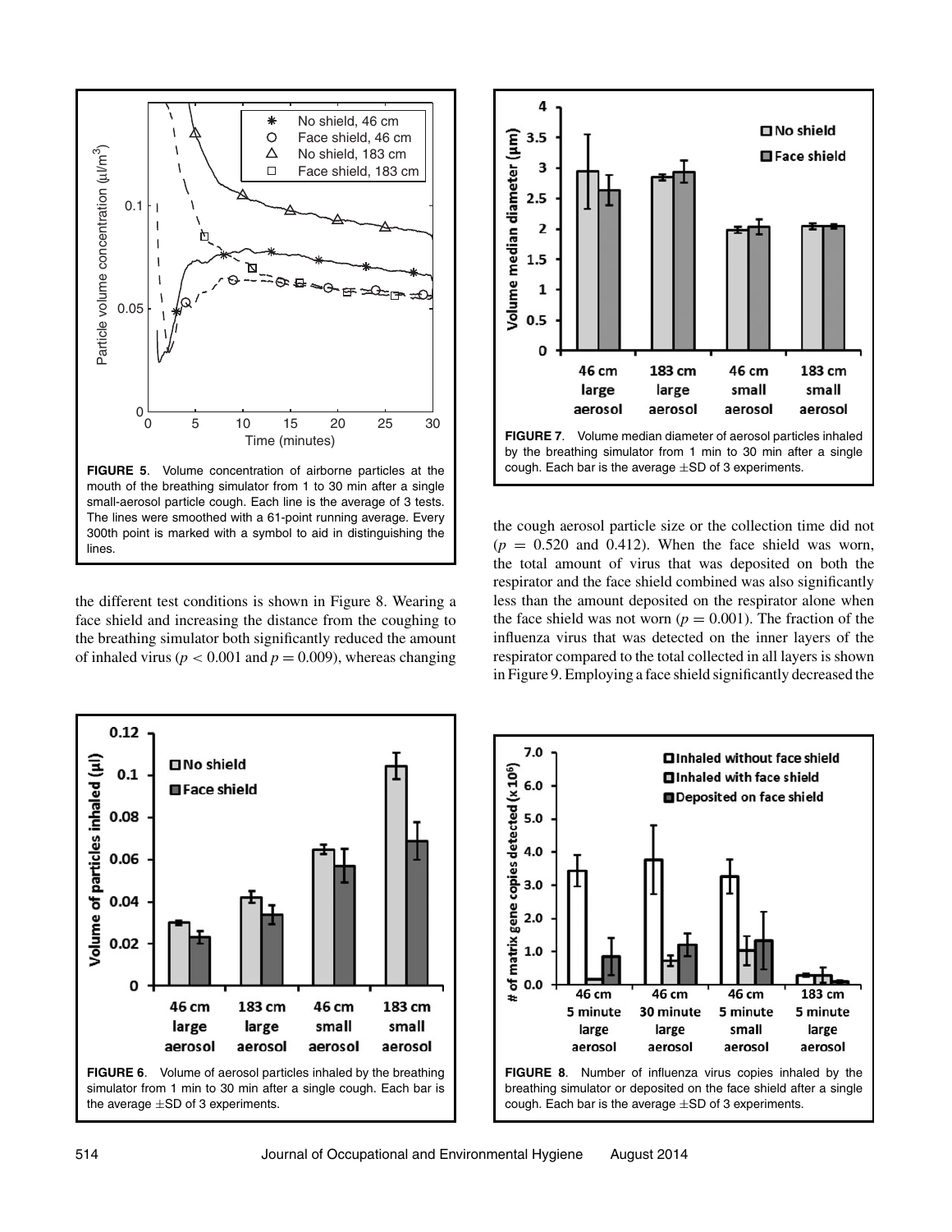FIGURE 5. Volume concentration of airborne particles at the mouth of the breathing simulator from 1 to 30 min after a single small-aerosol particle cough. Each line is the average of 3 tests. The lines were smoothed with a 61-point running average. Every 300th point is marked with a symbol to aid in distinguishing the lines.

FIGURE 7. Volume median diameter of aerosol particles inhaled by the breathing simulator from 1 min to 30 min after a single cough. Each bar is the average ±SD of 3 experiments.

the different test conditions is shown in Figure 8. Wearing a face shield and increasing the distance from the coughing to the breathing simulator both significantly reduced the amount of inhaled virus ($p < 0.001$ and $p = 0.009$), whereas changing the cough aerosol particle size or the collection time did not ($p = 0.520$ and 0.412). When the face shield was worn, the total amount of virus that was deposited on both the respirator and the face shield combined was also significantly less than the amount deposited on the respirator alone when the face shield was not worn ($p = 0.001$). The fraction of the influenza virus that was detected on the inner layers of the respirator compared to the total collected in all layers is shown in Figure 9. Employing a face shield significantly decreased the

FIGURE 6. Volume of aerosol particles inhaled by the breathing simulator from 1 min to 30 min after a single cough. Each bar is the average ±SD of 3 experiments.

FIGURE 8. Number of influenza virus copies inhaled by the breathing simulator or deposited on the face shield after a single cough. Each bar is the average ±SD of 3 experiments.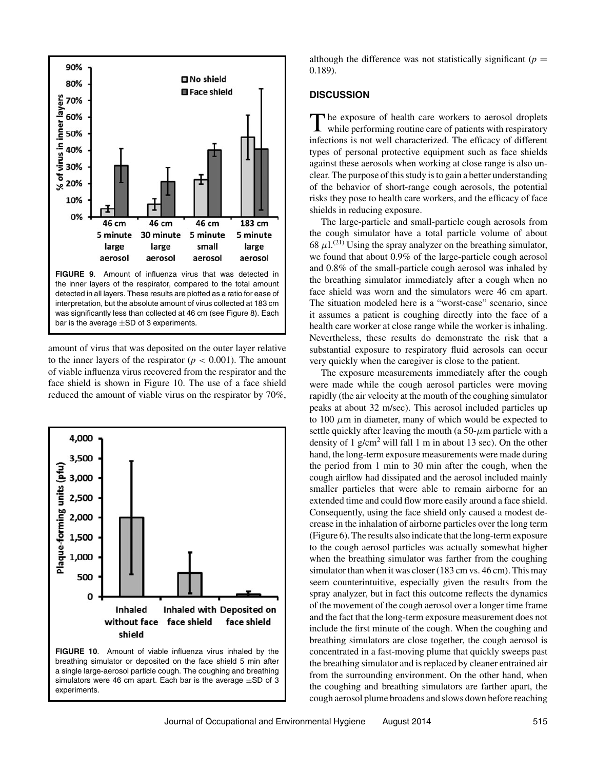**FIGURE 9**. Amount of influenza virus that was detected in the inner layers of the respirator, compared to the total amount detected in all layers. These results are plotted as a ratio for ease of interpretation, but the absolute amount of virus collected at 183 cm was significantly less than collected at 46 cm (see Figure 8). Each bar is the average ±SD of 3 experiments.

amount of virus that was deposited on the outer layer relative to the inner layers of the respirator ($p < 0.001$). The amount of viable influenza virus recovered from the respirator and the face shield is shown in Figure 10. The use of a face shield reduced the amount of viable virus on the respirator by 70%, although the difference was not statistically significant ($p = 0.189$).

**FIGURE 10**. Amount of viable influenza virus inhaled by the breathing simulator or deposited on the face shield 5 min after a single large-aerosol particle cough. The coughing and breathing simulators were 46 cm apart. Each bar is the average ±SD of 3 experiments.

## DISCUSSION

The exposure of health care workers to aerosol droplets while performing routine care of patients with respiratory infections is not well characterized. The efficacy of different types of personal protective equipment such as face shields against these aerosols when working at close range is also unclear. The purpose of this study is to gain a better understanding of the behavior of short-range cough aerosols, the potential risks they pose to health care workers, and the efficacy of face shields in reducing exposure.

The large-particle and small-particle cough aerosols from the cough simulator have a total particle volume of about 68 $\mu$l.[21] Using the spray analyzer on the breathing simulator, we found that about 0.9% of the large-particle cough aerosol and 0.8% of the small-particle cough aerosol was inhaled by the breathing simulator immediately after a cough when no face shield was worn and the simulators were 46 cm apart. The situation modeled here is a "worst-case" scenario, since it assumes a patient is coughing directly into the face of a health care worker at close range while the worker is inhaling. Nevertheless, these results do demonstrate the risk that a substantial exposure to respiratory fluid aerosols can occur very quickly when the caregiver is close to the patient.

The exposure measurements immediately after the cough were made while the cough aerosol particles were moving rapidly (the air velocity at the mouth of the coughing simulator peaks at about 32 m/sec). This aerosol included particles up to 100 $\mu$m in diameter, many of which would be expected to settle quickly after leaving the mouth (a 50-$\mu$m particle with a density of 1 g/cm$^2$ will fall 1 m in about 13 sec). On the other hand, the long-term exposure measurements were made during the period from 1 min to 30 min after the cough, when the cough airflow had dissipated and the aerosol included mainly smaller particles that were able to remain airborne for an extended time and could flow more easily around a face shield. Consequently, using the face shield only caused a modest decrease in the inhalation of airborne particles over the long term (Figure 6). The results also indicate that the long-term exposure to the cough aerosol particles was actually somewhat higher when the breathing simulator was farther from the coughing simulator than when it was closer (183 cm vs. 46 cm). This may seem counterintuitive, especially given the results from the spray analyzer, but in fact this outcome reflects the dynamics of the movement of the cough aerosol over a longer time frame and the fact that the long-term exposure measurement does not include the first minute of the cough. When the coughing and breathing simulators are close together, the cough aerosol is concentrated in a fast-moving plume that quickly sweeps past the breathing simulator and is replaced by cleaner entrained air from the surrounding environment. On the other hand, when the coughing and breathing simulators are farther apart, the cough aerosol plume broadens and slows down before reaching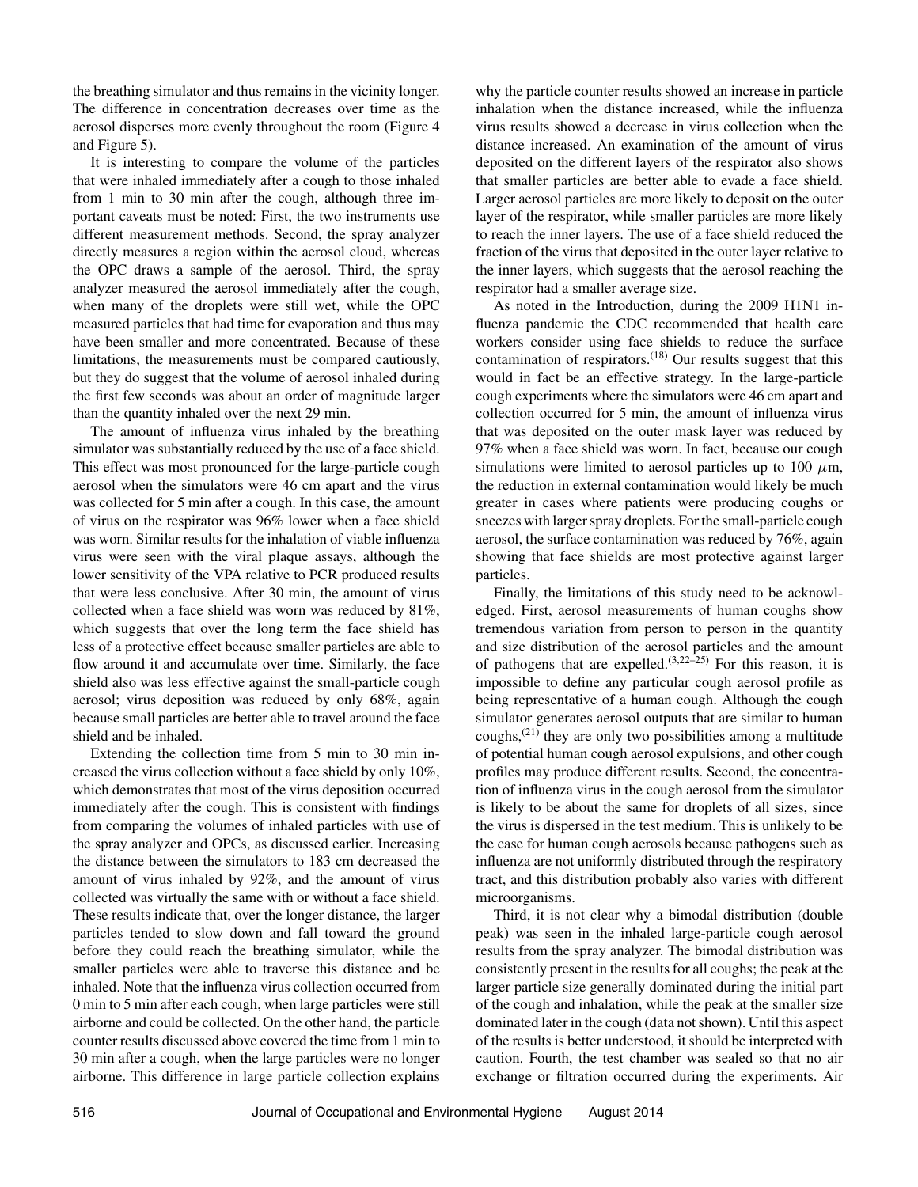the breathing simulator and thus remains in the vicinity longer. The difference in concentration decreases over time as the aerosol disperses more evenly throughout the room (Figure 4 and Figure 5).

It is interesting to compare the volume of the particles that were inhaled immediately after a cough to those inhaled from 1 min to 30 min after the cough, although three important caveats must be noted: First, the two instruments use different measurement methods. Second, the spray analyzer directly measures a region within the aerosol cloud, whereas the OPC draws a sample of the aerosol. Third, the spray analyzer measured the aerosol immediately after the cough, when many of the droplets were still wet, while the OPC measured particles that had time for evaporation and thus may have been smaller and more concentrated. Because of these limitations, the measurements must be compared cautiously, but they do suggest that the volume of aerosol inhaled during the first few seconds was about an order of magnitude larger than the quantity inhaled over the next 29 min.

The amount of influenza virus inhaled by the breathing simulator was substantially reduced by the use of a face shield. This effect was most pronounced for the large-particle cough aerosol when the simulators were 46 cm apart and the virus was collected for 5 min after a cough. In this case, the amount of virus on the respirator was 96% lower when a face shield was worn. Similar results for the inhalation of viable influenza virus were seen with the viral plaque assays, although the lower sensitivity of the VPA relative to PCR produced results that were less conclusive. After 30 min, the amount of virus collected when a face shield was worn was reduced by 81%, which suggests that over the long term the face shield has less of a protective effect because smaller particles are able to flow around it and accumulate over time. Similarly, the face shield also was less effective against the small-particle cough aerosol; virus deposition was reduced by only 68%, again because small particles are better able to travel around the face shield and be inhaled.

Extending the collection time from 5 min to 30 min increased the virus collection without a face shield by only 10%, which demonstrates that most of the virus deposition occurred immediately after the cough. This is consistent with findings from comparing the volumes of inhaled particles with use of the spray analyzer and OPCs, as discussed earlier. Increasing the distance between the simulators to 183 cm decreased the amount of virus inhaled by 92%, and the amount of virus collected was virtually the same with or without a face shield. These results indicate that, over the longer distance, the larger particles tended to slow down and fall toward the ground before they could reach the breathing simulator, while the smaller particles were able to traverse this distance and be inhaled. Note that the influenza virus collection occurred from 0 min to 5 min after each cough, when large particles were still airborne and could be collected. On the other hand, the particle counter results discussed above covered the time from 1 min to 30 min after a cough, when the large particles were no longer airborne. This difference in large particle collection explains why the particle counter results showed an increase in particle inhalation when the distance increased, while the influenza virus results showed a decrease in virus collection when the distance increased. An examination of the amount of virus deposited on the different layers of the respirator also shows that smaller particles are better able to evade a face shield. Larger aerosol particles are more likely to deposit on the outer layer of the respirator, while smaller particles are more likely to reach the inner layers. The use of a face shield reduced the fraction of the virus that deposited in the outer layer relative to the inner layers, which suggests that the aerosol reaching the respirator had a smaller average size.

As noted in the Introduction, during the 2009 H1N1 influenza pandemic the CDC recommended that health care workers consider using face shields to reduce the surface contamination of respirators.[18] Our results suggest that this would in fact be an effective strategy. In the large-particle cough experiments where the simulators were 46 cm apart and collection occurred for 5 min, the amount of influenza virus that was deposited on the outer mask layer was reduced by 97% when a face shield was worn. In fact, because our cough simulations were limited to aerosol particles up to 100 $\mu$m, the reduction in external contamination would likely be much greater in cases where patients were producing coughs or sneezes with larger spray droplets. For the small-particle cough aerosol, the surface contamination was reduced by 76%, again showing that face shields are most protective against larger particles.

Finally, the limitations of this study need to be acknowledged. First, aerosol measurements of human coughs show tremendous variation from person to person in the quantity and size distribution of the aerosol particles and the amount of pathogens that are expelled.[3,22–25] For this reason, it is impossible to define any particular cough aerosol profile as being representative of a human cough. Although the cough simulator generates aerosol outputs that are similar to human coughs,[21] they are only two possibilities among a multitude of potential human cough aerosol expulsions, and other cough profiles may produce different results. Second, the concentration of influenza virus in the cough aerosol from the simulator is likely to be about the same for droplets of all sizes, since the virus is dispersed in the test medium. This is unlikely to be the case for human cough aerosols because pathogens such as influenza are not uniformly distributed through the respiratory tract, and this distribution probably also varies with different microorganisms.

Third, it is not clear why a bimodal distribution (double peak) was seen in the inhaled large-particle cough aerosol results from the spray analyzer. The bimodal distribution was consistently present in the results for all coughs; the peak at the larger particle size generally dominated during the initial part of the cough and inhalation, while the peak at the smaller size dominated later in the cough (data not shown). Until this aspect of the results is better understood, it should be interpreted with caution. Fourth, the test chamber was sealed so that no air exchange or filtration occurred during the experiments. Air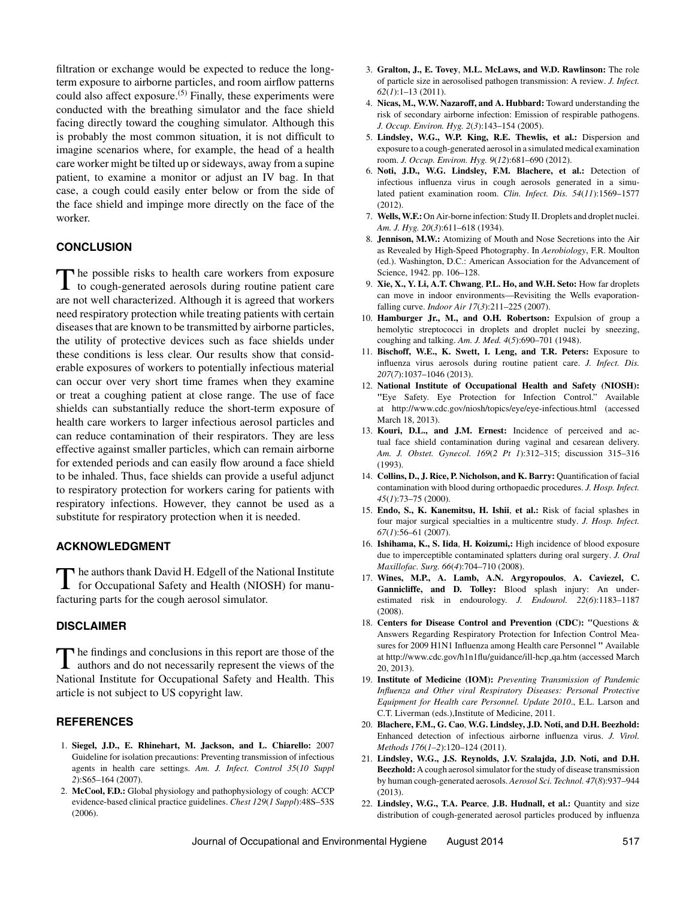filtration or exchange would be expected to reduce the long-term exposure to airborne particles, and room airflow patterns could also affect exposure.[5] Finally, these experiments were conducted with the breathing simulator and the face shield facing directly toward the coughing simulator. Although this is probably the most common situation, it is not difficult to imagine scenarios where, for example, the head of a health care worker might be tilted up or sideways, away from a supine patient, to examine a monitor or adjust an IV bag. In that case, a cough could easily enter below or from the side of the face shield and impinge more directly on the face of the worker.

## CONCLUSION

The possible risks to health care workers from exposure to cough-generated aerosols during routine patient care are not well characterized. Although it is agreed that workers need respiratory protection while treating patients with certain diseases that are known to be transmitted by airborne particles, the utility of protective devices such as face shields under these conditions is less clear. Our results show that considerable exposures of workers to potentially infectious material can occur over very short time frames when they examine or treat a coughing patient at close range. The use of face shields can substantially reduce the short-term exposure of health care workers to larger infectious aerosol particles and can reduce contamination of their respirators. They are less effective against smaller particles, which can remain airborne for extended periods and can easily flow around a face shield to be inhaled. Thus, face shields can provide a useful adjunct to respiratory protection for workers caring for patients with respiratory infections. However, they cannot be used as a substitute for respiratory protection when it is needed.

## ACKNOWLEDGMENT

The authors thank David H. Edgell of the National Institute for Occupational Safety and Health (NIOSH) for manufacturing parts for the cough aerosol simulator.

## DISCLAIMER

The findings and conclusions in this report are those of the authors and do not necessarily represent the views of the National Institute for Occupational Safety and Health. This article is not subject to US copyright law.

## REFERENCES

1. **Siegel, J.D., E. Rhinehart, M. Jackson, and L. Chiarello:** 2007 Guideline for isolation precautions: Preventing transmission of infectious agents in health care settings. *Am. J. Infect. Control 35*(*10 Suppl 2*):S65–164 (2007).
2. **McCool, F.D.:** Global physiology and pathophysiology of cough: ACCP evidence-based clinical practice guidelines. *Chest 129*(*1 Suppl*):48S–53S (2006).
3. **Gralton, J., E. Tovey, M.L. McLaws, and W.D. Rawlinson:** The role of particle size in aerosolised pathogen transmission: A review. *J. Infect. 62*(*1*):1–13 (2011).
4. **Nicas, M., W.W. Nazaroff, and A. Hubbard:** Toward understanding the risk of secondary airborne infection: Emission of respirable pathogens. *J. Occup. Environ. Hyg. 2*(*3*):143–154 (2005).
5. **Lindsley, W.G., W.P. King, R.E. Thewlis, et al.:** Dispersion and exposure to a cough-generated aerosol in a simulated medical examination room. *J. Occup. Environ. Hyg. 9*(*12*):681–690 (2012).
6. **Noti, J.D., W.G. Lindsley, F.M. Blachere, et al.:** Detection of infectious influenza virus in cough aerosols generated in a simulated patient examination room. *Clin. Infect. Dis. 54*(*11*):1569–1577 (2012).
7. **Wells, W.F.:** On Air-borne infection: Study II. Droplets and droplet nuclei. *Am. J. Hyg. 20*(*3*):611–618 (1934).
8. **Jennison, M.W.:** Atomizing of Mouth and Nose Secretions into the Air as Revealed by High-Speed Photography. In *Aerobiology*, F.R. Moulton (ed.). Washington, D.C.: American Association for the Advancement of Science, 1942. pp. 106–128.
9. **Xie, X., Y. Li, A.T. Chwang, P.L. Ho, and W.H. Seto:** How far droplets can move in indoor environments—Revisiting the Wells evaporation-falling curve. *Indoor Air 17*(*3*):211–225 (2007).
10. **Hamburger Jr., M., and O.H. Robertson:** Expulsion of group a hemolytic streptococci in droplets and droplet nuclei by sneezing, coughing and talking. *Am. J. Med. 4*(*5*):690–701 (1948).
11. **Bischoff, W.E., K. Swett, I. Leng, and T.R. Peters:** Exposure to influenza virus aerosols during routine patient care. *J. Infect. Dis. 207*(*7*):1037–1046 (2013).
12. **National Institute of Occupational Health and Safety (NIOSH):** "Eye Safety. Eye Protection for Infection Control." Available at http://www.cdc.gov/niosh/topics/eye/eye-infectious.html (accessed March 18, 2013).
13. **Kouri, D.L., and J.M. Ernest:** Incidence of perceived and actual face shield contamination during vaginal and cesarean delivery. *Am. J. Obstet. Gynecol. 169*(*2 Pt 1*):312–315; discussion 315–316 (1993).
14. **Collins, D., J. Rice, P. Nicholson, and K. Barry:** Quantification of facial contamination with blood during orthopaedic procedures. *J. Hosp. Infect. 45*(*1*):73–75 (2000).
15. **Endo, S., K. Kanemitsu, H. Ishii, et al.:** Risk of facial splashes in four major surgical specialties in a multicentre study. *J. Hosp. Infect. 67*(*1*):56–61 (2007).
16. **Ishihama, K., S. Iida, H. Koizumi,:** High incidence of blood exposure due to imperceptible contaminated splatters during oral surgery. *J. Oral Maxillofac. Surg. 66*(*4*):704–710 (2008).
17. **Wines, M.P., A. Lamb, A.N. Argyropoulos, A. Caviezel, C. Gannicliffe, and D. Tolley:** Blood splash injury: An underestimated risk in endourology. *J. Endourol. 22*(*6*):1183–1187 (2008).
18. **Centers for Disease Control and Prevention (CDC):** "Questions & Answers Regarding Respiratory Protection for Infection Control Measures for 2009 H1N1 Influenza among Health care Personnel " Available at http://www.cdc.gov/h1n1flu/guidance/ill-hcp_qa.htm (accessed March 20, 2013).
19. **Institute of Medicine (IOM):** *Preventing Transmission of Pandemic Influenza and Other viral Respiratory Diseases: Personal Protective Equipment for Health care Personnel. Update 2010*., E.L. Larson and C.T. Liverman (eds.),Institute of Medicine, 2011.
20. **Blachere, F.M., G. Cao, W.G. Lindsley, J.D. Noti, and D.H. Beezhold:** Enhanced detection of infectious airborne influenza virus. *J. Virol. Methods 176*(*1–2*):120–124 (2011).
21. **Lindsley, W.G., J.S. Reynolds, J.V. Szalajda, J.D. Noti, and D.H. Beezhold:** A cough aerosol simulator for the study of disease transmission by human cough-generated aerosols. *Aerosol Sci. Technol. 47*(*8*):937–944 (2013).
22. **Lindsley, W.G., T.A. Pearce, J.B. Hudnall, et al.:** Quantity and size distribution of cough-generated aerosol particles produced by influenza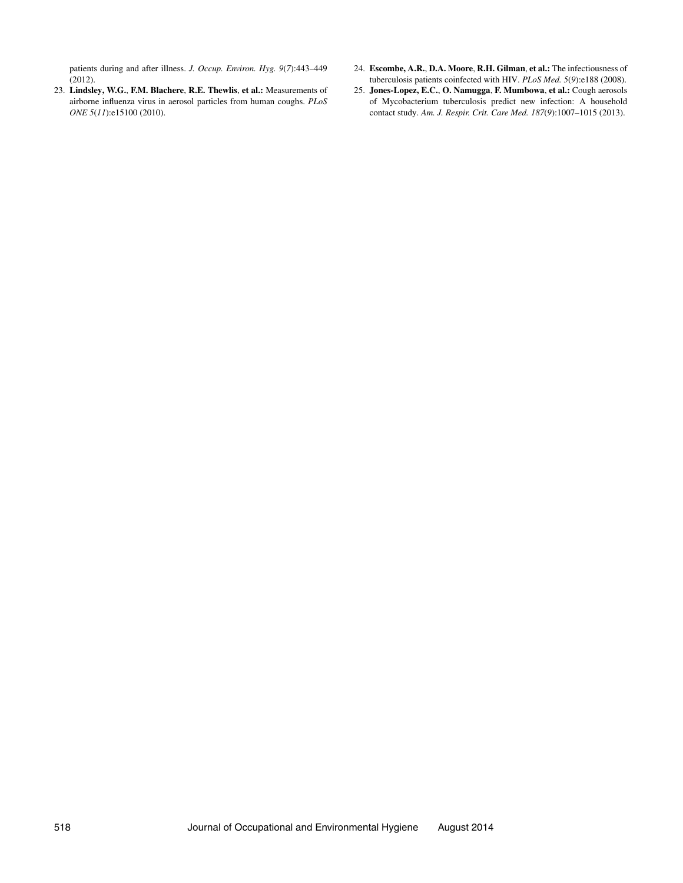patients during and after illness. *J. Occup. Environ. Hyg. 9*(*7*):443–449 (2012).

23. **Lindsley, W.G.**, **F.M. Blachere**, **R.E. Thewlis**, **et al.:** Measurements of airborne influenza virus in aerosol particles from human coughs. *PLoS ONE 5*(*11*):e15100 (2010).
24. **Escombe, A.R.**, **D.A. Moore**, **R.H. Gilman**, **et al.:** The infectiousness of tuberculosis patients coinfected with HIV. *PLoS Med. 5*(*9*):e188 (2008).
25. **Jones-Lopez, E.C.**, **O. Namugga**, **F. Mumbowa**, **et al.:** Cough aerosols of Mycobacterium tuberculosis predict new infection: A household contact study. *Am. J. Respir. Crit. Care Med. 187*(*9*):1007–1015 (2013).